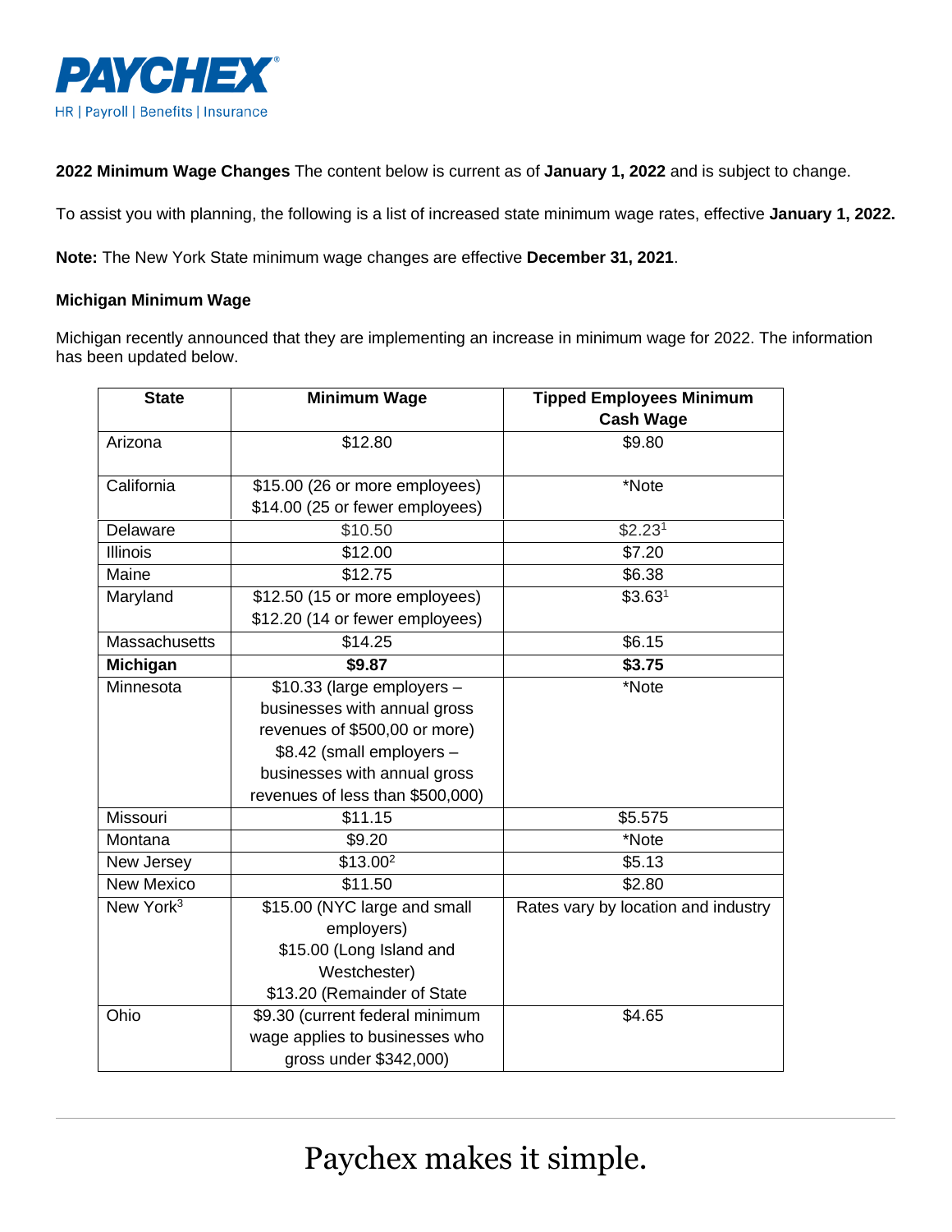**2022 Minimum Wage Changes** The content below is current as of **January 1, 2022** and is subject to change.

To assist you with planning, the following is a list of increased state minimum wage rates, effective **January 1, 2022.**

**Note:** The New York State minimum wage changes are effective **December 31, 2021**.

**Michigan Minimum Wage**

Michigan recently announced that they are implementing an increase in minimum wage for 2022. The information has been updated below.

| State | Minimum Wage | Tipped Employees Minimum Cash Wage |
|---|---|---|
| Arizona | $12.80 | $9.80 |
| California | $15.00 (26 or more employees)<br>$14.00 (25 or fewer employees) | *Note |
| Delaware | $10.50 | $2.23[1] |
| Illinois | $12.00 | $7.20 |
| Maine | $12.75 | $6.38 |
| Maryland | $12.50 (15 or more employees)<br>$12.20 (14 or fewer employees) | $3.63[1] |
| Massachusetts | $14.25 | $6.15 |
| **Michigan** | **$9.87** | **$3.75** |
| Minnesota | $10.33 (large employers – businesses with annual gross revenues of $500,00 or more)<br>$8.42 (small employers – businesses with annual gross revenues of less than $500,000) | *Note |
| Missouri | $11.15 | $5.575 |
| Montana | $9.20 | *Note |
| New Jersey | $13.00[2] | $5.13 |
| New Mexico | $11.50 | $2.80 |
| New York[3] | $15.00 (NYC large and small employers)<br>$15.00 (Long Island and Westchester)<br>$13.20 (Remainder of State | Rates vary by location and industry |
| Ohio | $9.30 (current federal minimum wage applies to businesses who gross under $342,000) | $4.65 |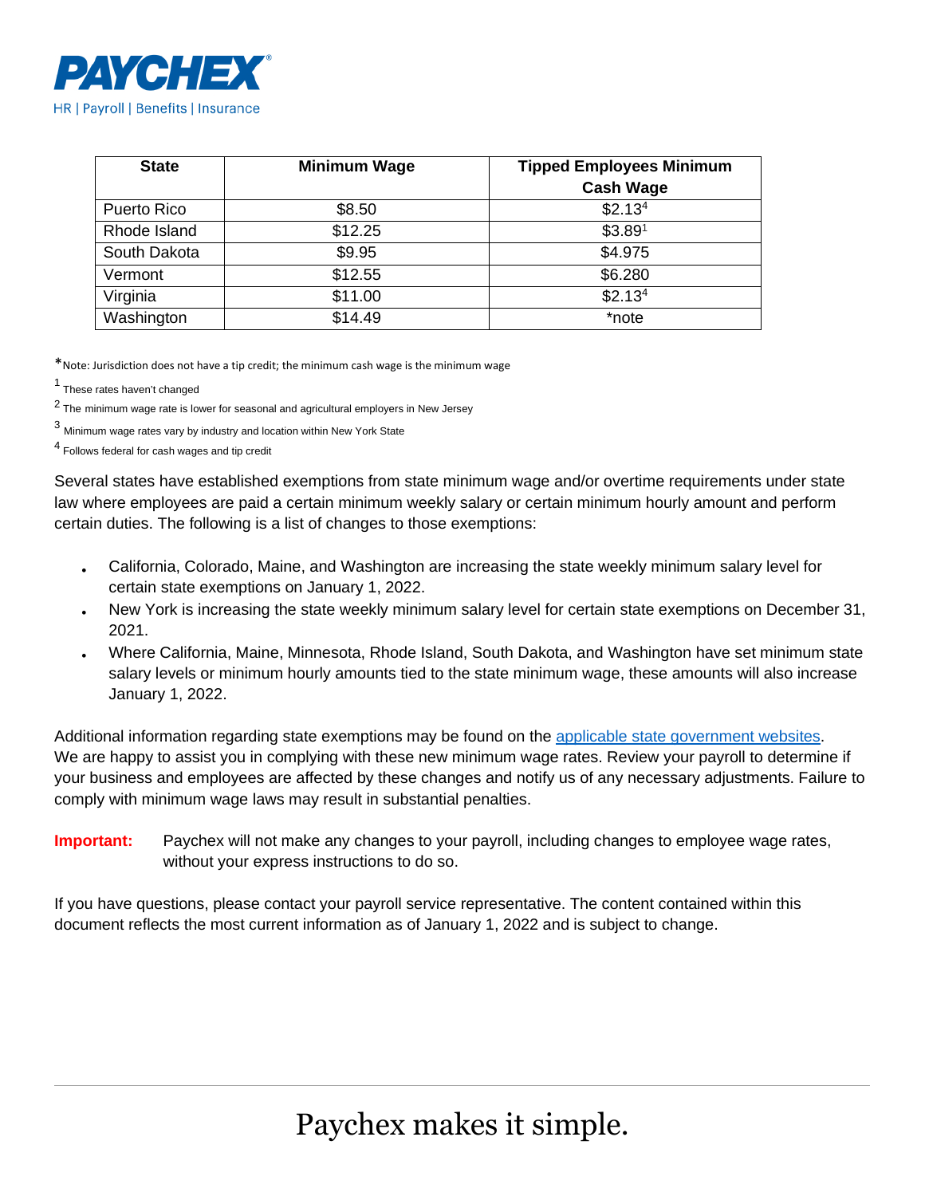| State | Minimum Wage | Tipped Employees Minimum Cash Wage |
|---|---|---|
| Puerto Rico | $8.50 | $2.13[4] |
| Rhode Island | $12.25 | $3.89[1] |
| South Dakota | $9.95 | $4.975 |
| Vermont | $12.55 | $6.280 |
| Virginia | $11.00 | $2.13[4] |
| Washington | $14.49 | *note |

*Note: Jurisdiction does not have a tip credit; the minimum cash wage is the minimum wage

[1] These rates haven't changed

[2] The minimum wage rate is lower for seasonal and agricultural employers in New Jersey

[3] Minimum wage rates vary by industry and location within New York State

[4] Follows federal for cash wages and tip credit

Several states have established exemptions from state minimum wage and/or overtime requirements under state law where employees are paid a certain minimum weekly salary or certain minimum hourly amount and perform certain duties. The following is a list of changes to those exemptions:

- California, Colorado, Maine, and Washington are increasing the state weekly minimum salary level for certain state exemptions on January 1, 2022.
- New York is increasing the state weekly minimum salary level for certain state exemptions on December 31, 2021.
- Where California, Maine, Minnesota, Rhode Island, South Dakota, and Washington have set minimum state salary levels or minimum hourly amounts tied to the state minimum wage, these amounts will also increase January 1, 2022.

Additional information regarding state exemptions may be found on the applicable state government websites. We are happy to assist you in complying with these new minimum wage rates. Review your payroll to determine if your business and employees are affected by these changes and notify us of any necessary adjustments. Failure to comply with minimum wage laws may result in substantial penalties.

**Important:** Paychex will not make any changes to your payroll, including changes to employee wage rates, without your express instructions to do so.

If you have questions, please contact your payroll service representative. The content contained within this document reflects the most current information as of January 1, 2022 and is subject to change.